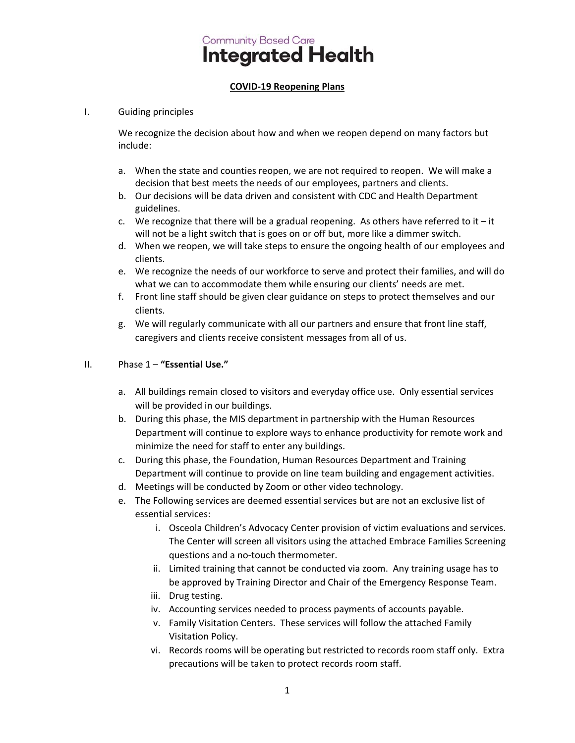Community Based Care
**Integrated Health**

# COVID-19 Reopening Plans

I. Guiding principles

We recognize the decision about how and when we reopen depend on many factors but include:

a. When the state and counties reopen, we are not required to reopen. We will make a decision that best meets the needs of our employees, partners and clients.
b. Our decisions will be data driven and consistent with CDC and Health Department guidelines.
c. We recognize that there will be a gradual reopening. As others have referred to it – it will not be a light switch that is goes on or off but, more like a dimmer switch.
d. When we reopen, we will take steps to ensure the ongoing health of our employees and clients.
e. We recognize the needs of our workforce to serve and protect their families, and will do what we can to accommodate them while ensuring our clients' needs are met.
f. Front line staff should be given clear guidance on steps to protect themselves and our clients.
g. We will regularly communicate with all our partners and ensure that front line staff, caregivers and clients receive consistent messages from all of us.

II. Phase 1 – **"Essential Use."**

a. All buildings remain closed to visitors and everyday office use. Only essential services will be provided in our buildings.
b. During this phase, the MIS department in partnership with the Human Resources Department will continue to explore ways to enhance productivity for remote work and minimize the need for staff to enter any buildings.
c. During this phase, the Foundation, Human Resources Department and Training Department will continue to provide on line team building and engagement activities.
d. Meetings will be conducted by Zoom or other video technology.
e. The Following services are deemed essential services but are not an exclusive list of essential services:
    i. Osceola Children's Advocacy Center provision of victim evaluations and services. The Center will screen all visitors using the attached Embrace Families Screening questions and a no-touch thermometer.
    ii. Limited training that cannot be conducted via zoom. Any training usage has to be approved by Training Director and Chair of the Emergency Response Team.
    iii. Drug testing.
    iv. Accounting services needed to process payments of accounts payable.
    v. Family Visitation Centers. These services will follow the attached Family Visitation Policy.
    vi. Records rooms will be operating but restricted to records room staff only. Extra precautions will be taken to protect records room staff.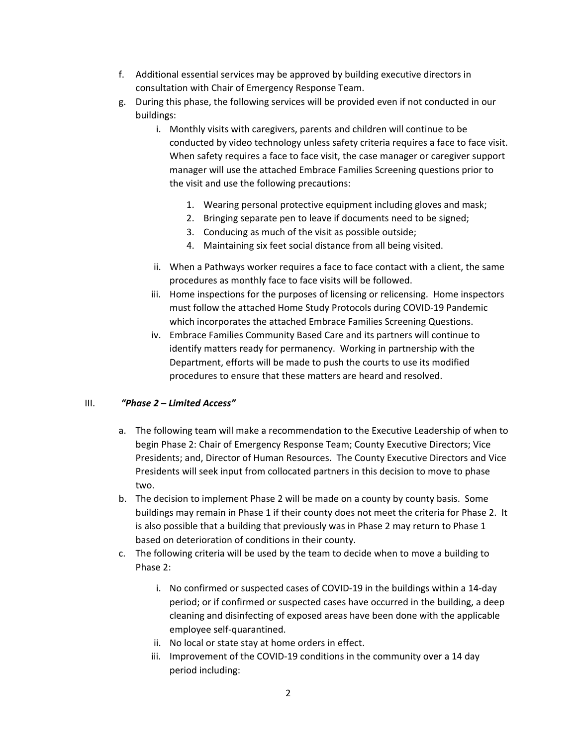f. Additional essential services may be approved by building executive directors in consultation with Chair of Emergency Response Team.

g. During this phase, the following services will be provided even if not conducted in our buildings:

   i. Monthly visits with caregivers, parents and children will continue to be conducted by video technology unless safety criteria requires a face to face visit. When safety requires a face to face visit, the case manager or caregiver support manager will use the attached Embrace Families Screening questions prior to the visit and use the following precautions:

      1. Wearing personal protective equipment including gloves and mask;
      2. Bringing separate pen to leave if documents need to be signed;
      3. Conducing as much of the visit as possible outside;
      4. Maintaining six feet social distance from all being visited.

   ii. When a Pathways worker requires a face to face contact with a client, the same procedures as monthly face to face visits will be followed.

   iii. Home inspections for the purposes of licensing or relicensing. Home inspectors must follow the attached Home Study Protocols during COVID-19 Pandemic which incorporates the attached Embrace Families Screening Questions.

   iv. Embrace Families Community Based Care and its partners will continue to identify matters ready for permanency. Working in partnership with the Department, efforts will be made to push the courts to use its modified procedures to ensure that these matters are heard and resolved.

## III. ***"Phase 2 – Limited Access"***

a. The following team will make a recommendation to the Executive Leadership of when to begin Phase 2: Chair of Emergency Response Team; County Executive Directors; Vice Presidents; and, Director of Human Resources. The County Executive Directors and Vice Presidents will seek input from collocated partners in this decision to move to phase two.

b. The decision to implement Phase 2 will be made on a county by county basis. Some buildings may remain in Phase 1 if their county does not meet the criteria for Phase 2. It is also possible that a building that previously was in Phase 2 may return to Phase 1 based on deterioration of conditions in their county.

c. The following criteria will be used by the team to decide when to move a building to Phase 2:

   i. No confirmed or suspected cases of COVID-19 in the buildings within a 14-day period; or if confirmed or suspected cases have occurred in the building, a deep cleaning and disinfecting of exposed areas have been done with the applicable employee self-quarantined.

   ii. No local or state stay at home orders in effect.

   iii. Improvement of the COVID-19 conditions in the community over a 14 day period including: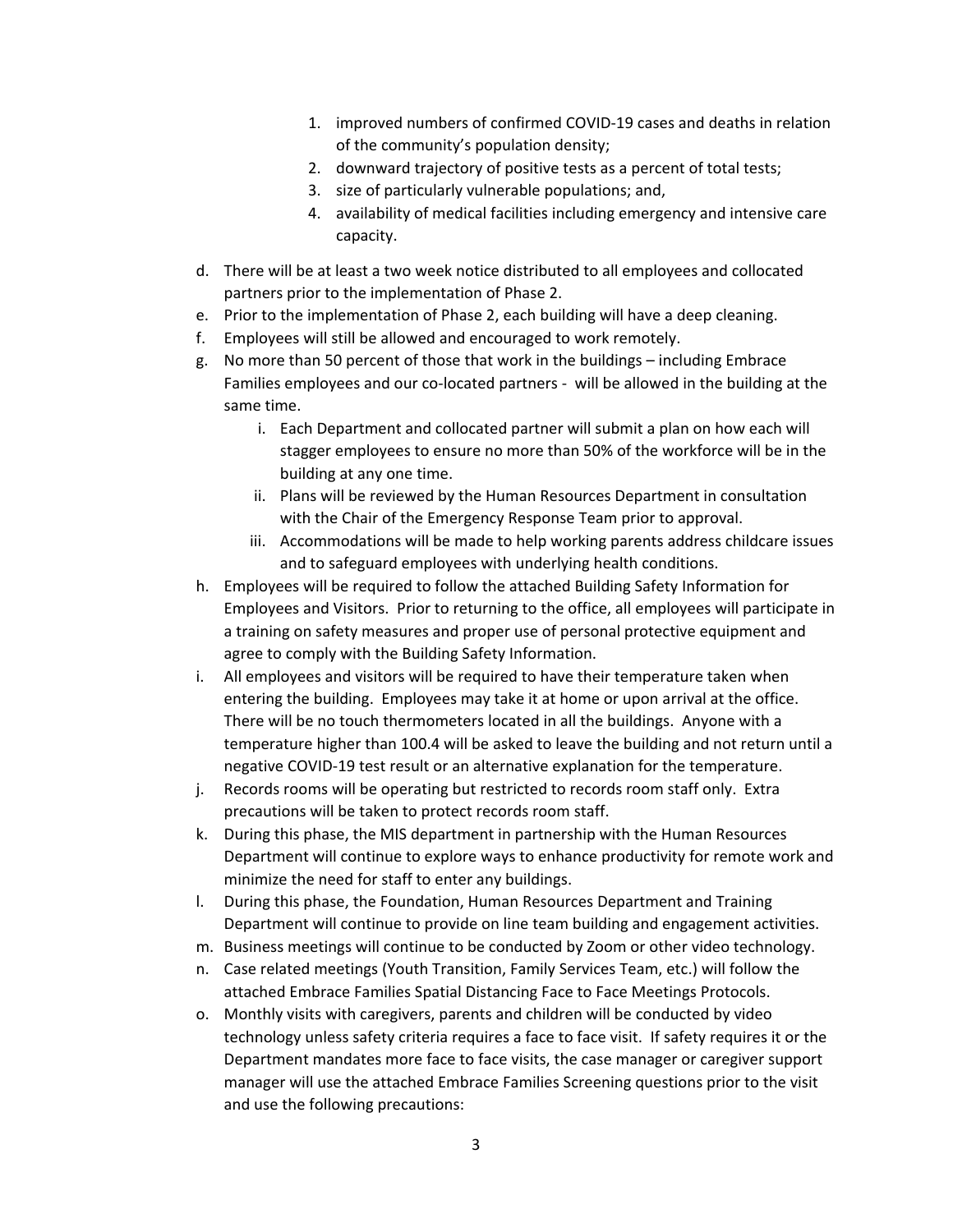1. improved numbers of confirmed COVID-19 cases and deaths in relation of the community's population density;
2. downward trajectory of positive tests as a percent of total tests;
3. size of particularly vulnerable populations; and,
4. availability of medical facilities including emergency and intensive care capacity.

d. There will be at least a two week notice distributed to all employees and collocated partners prior to the implementation of Phase 2.
e. Prior to the implementation of Phase 2, each building will have a deep cleaning.
f. Employees will still be allowed and encouraged to work remotely.
g. No more than 50 percent of those that work in the buildings – including Embrace Families employees and our co-located partners - will be allowed in the building at the same time.
    i. Each Department and collocated partner will submit a plan on how each will stagger employees to ensure no more than 50% of the workforce will be in the building at any one time.
    ii. Plans will be reviewed by the Human Resources Department in consultation with the Chair of the Emergency Response Team prior to approval.
    iii. Accommodations will be made to help working parents address childcare issues and to safeguard employees with underlying health conditions.
h. Employees will be required to follow the attached Building Safety Information for Employees and Visitors. Prior to returning to the office, all employees will participate in a training on safety measures and proper use of personal protective equipment and agree to comply with the Building Safety Information.
i. All employees and visitors will be required to have their temperature taken when entering the building. Employees may take it at home or upon arrival at the office. There will be no touch thermometers located in all the buildings. Anyone with a temperature higher than 100.4 will be asked to leave the building and not return until a negative COVID-19 test result or an alternative explanation for the temperature.
j. Records rooms will be operating but restricted to records room staff only. Extra precautions will be taken to protect records room staff.
k. During this phase, the MIS department in partnership with the Human Resources Department will continue to explore ways to enhance productivity for remote work and minimize the need for staff to enter any buildings.
l. During this phase, the Foundation, Human Resources Department and Training Department will continue to provide on line team building and engagement activities.
m. Business meetings will continue to be conducted by Zoom or other video technology.
n. Case related meetings (Youth Transition, Family Services Team, etc.) will follow the attached Embrace Families Spatial Distancing Face to Face Meetings Protocols.
o. Monthly visits with caregivers, parents and children will be conducted by video technology unless safety criteria requires a face to face visit. If safety requires it or the Department mandates more face to face visits, the case manager or caregiver support manager will use the attached Embrace Families Screening questions prior to the visit and use the following precautions: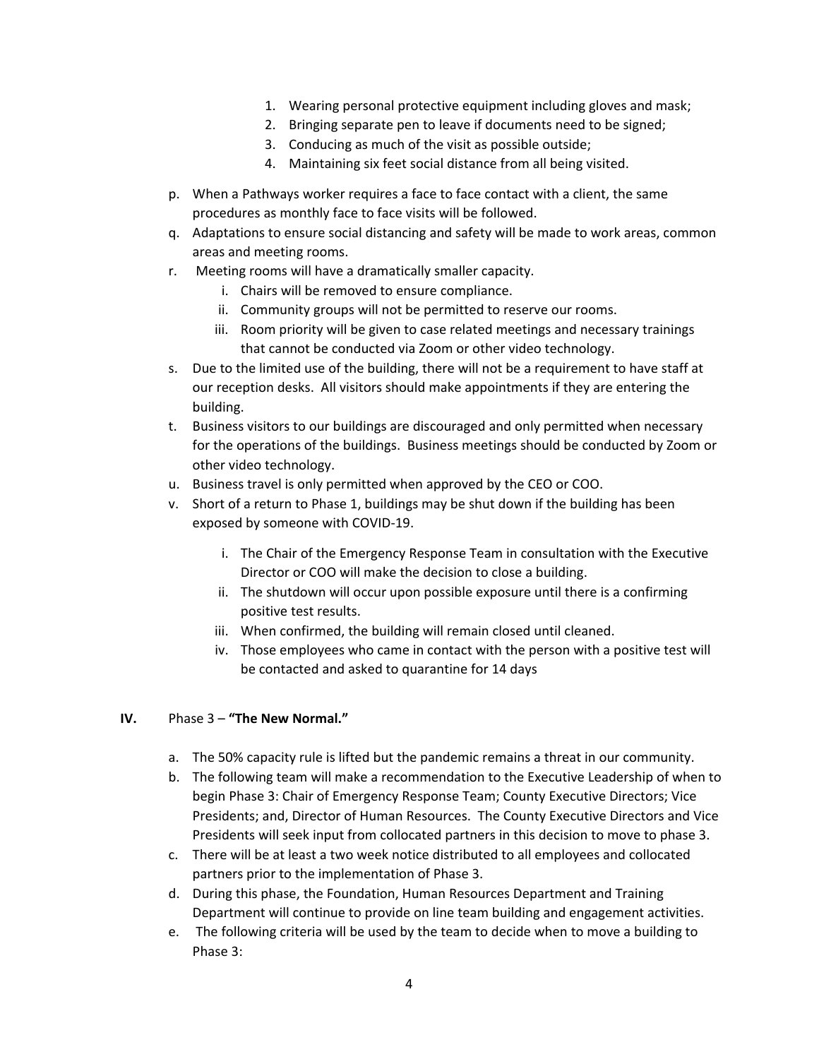1. Wearing personal protective equipment including gloves and mask;
2. Bringing separate pen to leave if documents need to be signed;
3. Conducing as much of the visit as possible outside;
4. Maintaining six feet social distance from all being visited.

p. When a Pathways worker requires a face to face contact with a client, the same procedures as monthly face to face visits will be followed.

q. Adaptations to ensure social distancing and safety will be made to work areas, common areas and meeting rooms.

r. Meeting rooms will have a dramatically smaller capacity.
   - i. Chairs will be removed to ensure compliance.
   - ii. Community groups will not be permitted to reserve our rooms.
   - iii. Room priority will be given to case related meetings and necessary trainings that cannot be conducted via Zoom or other video technology.

s. Due to the limited use of the building, there will not be a requirement to have staff at our reception desks. All visitors should make appointments if they are entering the building.

t. Business visitors to our buildings are discouraged and only permitted when necessary for the operations of the buildings. Business meetings should be conducted by Zoom or other video technology.

u. Business travel is only permitted when approved by the CEO or COO.

v. Short of a return to Phase 1, buildings may be shut down if the building has been exposed by someone with COVID-19.
   - i. The Chair of the Emergency Response Team in consultation with the Executive Director or COO will make the decision to close a building.
   - ii. The shutdown will occur upon possible exposure until there is a confirming positive test results.
   - iii. When confirmed, the building will remain closed until cleaned.
   - iv. Those employees who came in contact with the person with a positive test will be contacted and asked to quarantine for 14 days

## IV. Phase 3 – **"The New Normal."**

a. The 50% capacity rule is lifted but the pandemic remains a threat in our community.

b. The following team will make a recommendation to the Executive Leadership of when to begin Phase 3: Chair of Emergency Response Team; County Executive Directors; Vice Presidents; and, Director of Human Resources. The County Executive Directors and Vice Presidents will seek input from collocated partners in this decision to move to phase 3.

c. There will be at least a two week notice distributed to all employees and collocated partners prior to the implementation of Phase 3.

d. During this phase, the Foundation, Human Resources Department and Training Department will continue to provide on line team building and engagement activities.

e. The following criteria will be used by the team to decide when to move a building to Phase 3: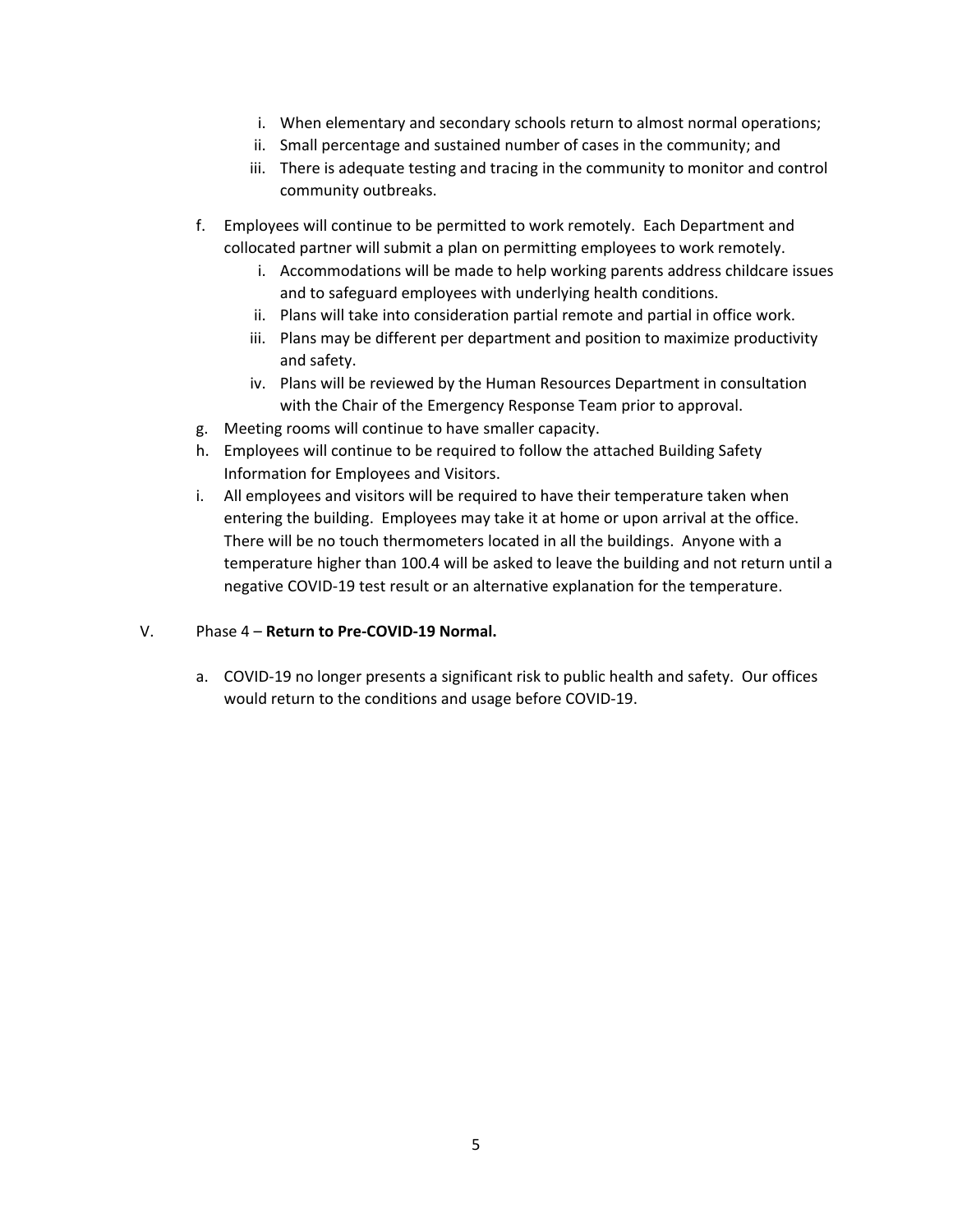i. When elementary and secondary schools return to almost normal operations;
   ii. Small percentage and sustained number of cases in the community; and
   iii. There is adequate testing and tracing in the community to monitor and control community outbreaks.

f. Employees will continue to be permitted to work remotely. Each Department and collocated partner will submit a plan on permitting employees to work remotely.
   i. Accommodations will be made to help working parents address childcare issues and to safeguard employees with underlying health conditions.
   ii. Plans will take into consideration partial remote and partial in office work.
   iii. Plans may be different per department and position to maximize productivity and safety.
   iv. Plans will be reviewed by the Human Resources Department in consultation with the Chair of the Emergency Response Team prior to approval.

g. Meeting rooms will continue to have smaller capacity.

h. Employees will continue to be required to follow the attached Building Safety Information for Employees and Visitors.

i. All employees and visitors will be required to have their temperature taken when entering the building. Employees may take it at home or upon arrival at the office. There will be no touch thermometers located in all the buildings. Anyone with a temperature higher than 100.4 will be asked to leave the building and not return until a negative COVID-19 test result or an alternative explanation for the temperature.

V. Phase 4 – **Return to Pre-COVID-19 Normal.**

a. COVID-19 no longer presents a significant risk to public health and safety. Our offices would return to the conditions and usage before COVID-19.